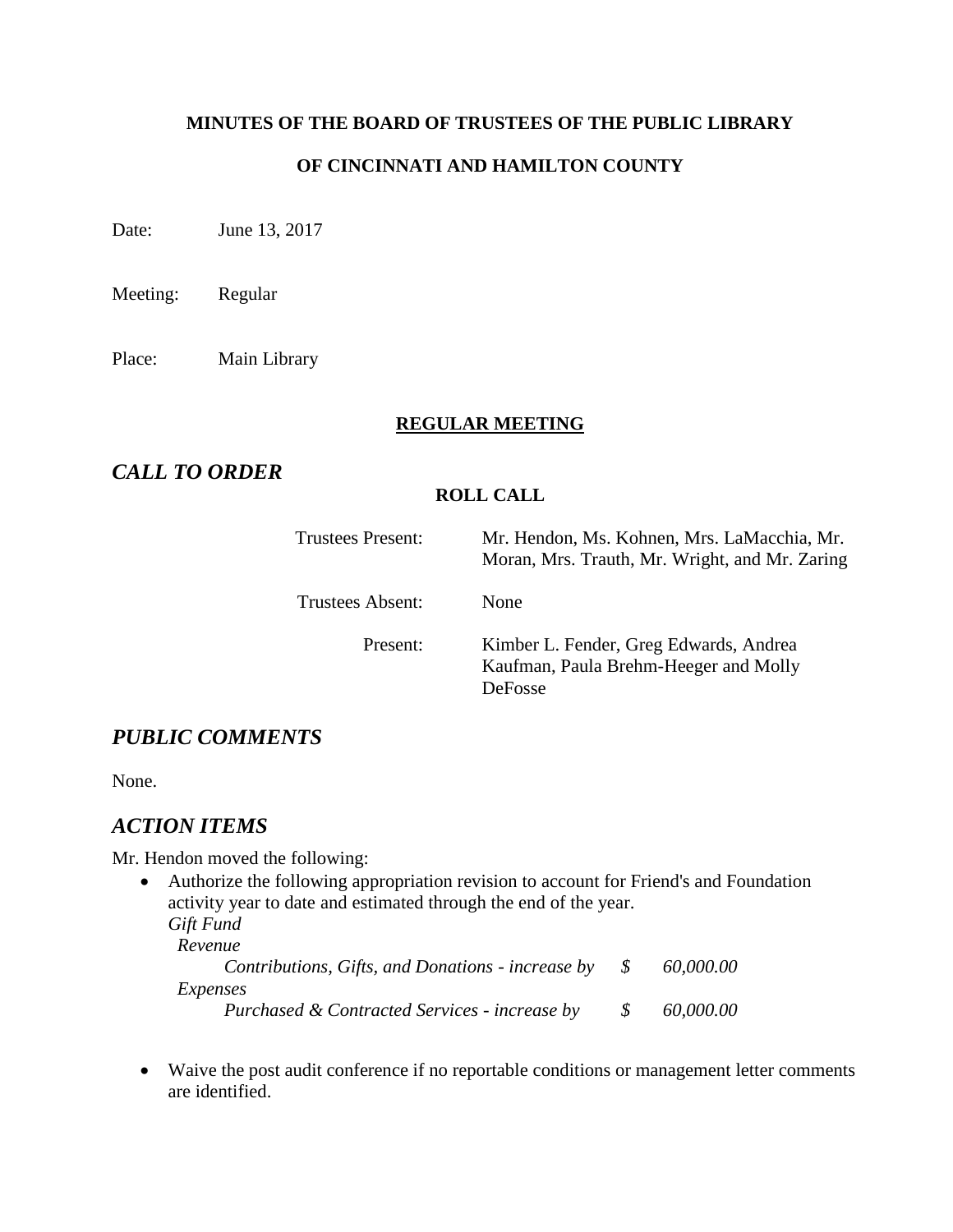**MINUTES OF THE BOARD OF TRUSTEES OF THE PUBLIC LIBRARY**

**OF CINCINNATI AND HAMILTON COUNTY**

Date: June 13, 2017

Meeting: Regular

Place: Main Library

**REGULAR MEETING**

## *CALL TO ORDER*

**ROLL CALL**

| | |
|---|---|
| Trustees Present: | Mr. Hendon, Ms. Kohnen, Mrs. LaMacchia, Mr. Moran, Mrs. Trauth, Mr. Wright, and Mr. Zaring |
| Trustees Absent: | None |
| Present: | Kimber L. Fender, Greg Edwards, Andrea Kaufman, Paula Brehm-Heeger and Molly DeFosse |

## *PUBLIC COMMENTS*

None.

## *ACTION ITEMS*

Mr. Hendon moved the following:

- Authorize the following appropriation revision to account for Friend's and Foundation activity year to date and estimated through the end of the year.
  *Gift Fund*
  *Revenue*
  *Contributions, Gifts, and Donations - increase by $ 60,000.00*
  *Expenses*
  *Purchased & Contracted Services - increase by $ 60,000.00*

- Waive the post audit conference if no reportable conditions or management letter comments are identified.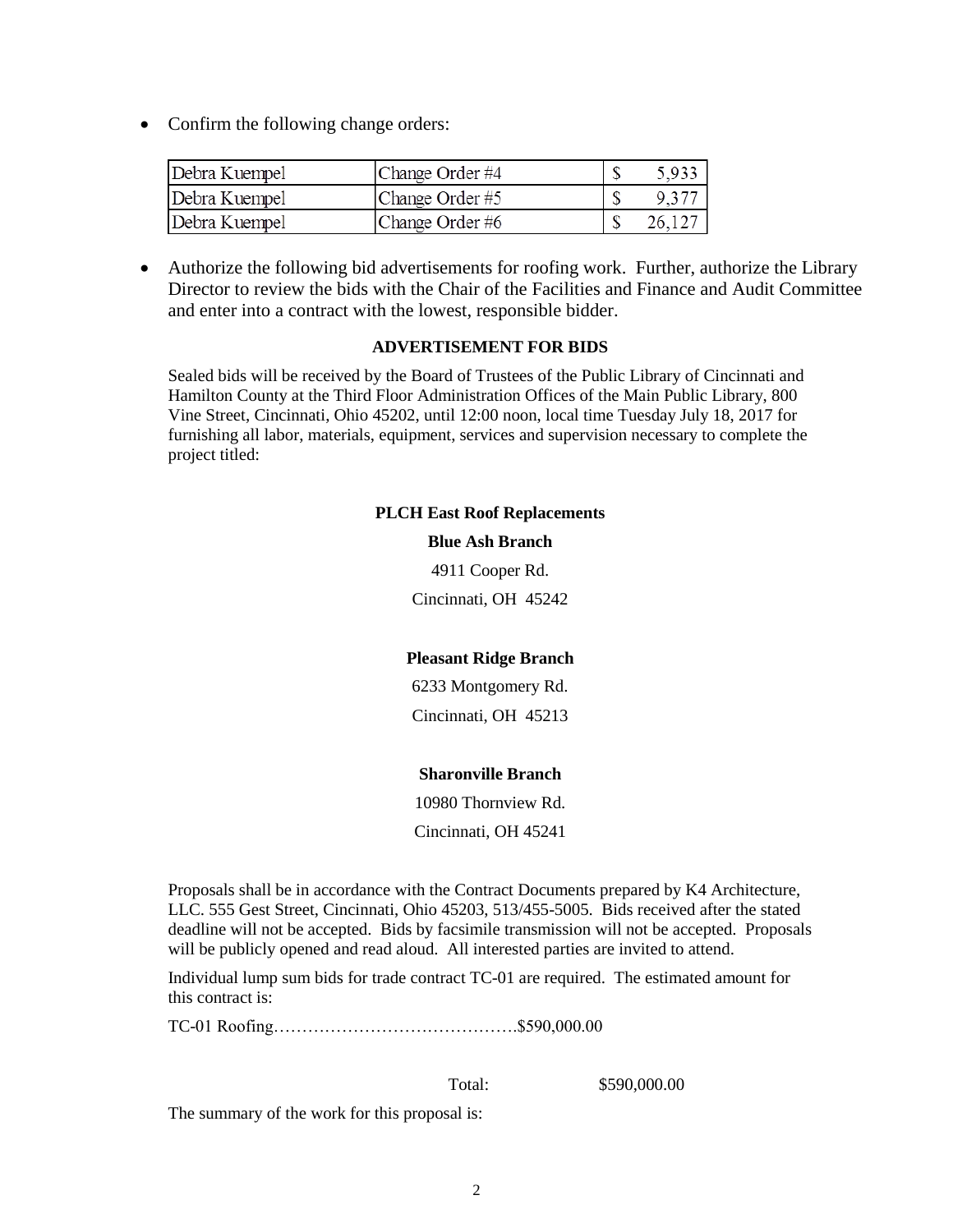- Confirm the following change orders:

| Debra Kuempel | Change Order #4 | $ | 5,933 |
|---|---|---|---|
| Debra Kuempel | Change Order #5 | $ | 9,377 |
| Debra Kuempel | Change Order #6 | $ | 26,127 |

- Authorize the following bid advertisements for roofing work. Further, authorize the Library Director to review the bids with the Chair of the Facilities and Finance and Audit Committee and enter into a contract with the lowest, responsible bidder.

**ADVERTISEMENT FOR BIDS**

Sealed bids will be received by the Board of Trustees of the Public Library of Cincinnati and Hamilton County at the Third Floor Administration Offices of the Main Public Library, 800 Vine Street, Cincinnati, Ohio 45202, until 12:00 noon, local time Tuesday July 18, 2017 for furnishing all labor, materials, equipment, services and supervision necessary to complete the project titled:

**PLCH East Roof Replacements**

**Blue Ash Branch**

4911 Cooper Rd.

Cincinnati, OH 45242

**Pleasant Ridge Branch**

6233 Montgomery Rd.

Cincinnati, OH 45213

**Sharonville Branch**

10980 Thornview Rd.

Cincinnati, OH 45241

Proposals shall be in accordance with the Contract Documents prepared by K4 Architecture, LLC. 555 Gest Street, Cincinnati, Ohio 45203, 513/455-5005. Bids received after the stated deadline will not be accepted. Bids by facsimile transmission will not be accepted. Proposals will be publicly opened and read aloud. All interested parties are invited to attend.

Individual lump sum bids for trade contract TC-01 are required. The estimated amount for this contract is:

TC-01 Roofing…………………………………….$590,000.00

Total: $590,000.00

The summary of the work for this proposal is: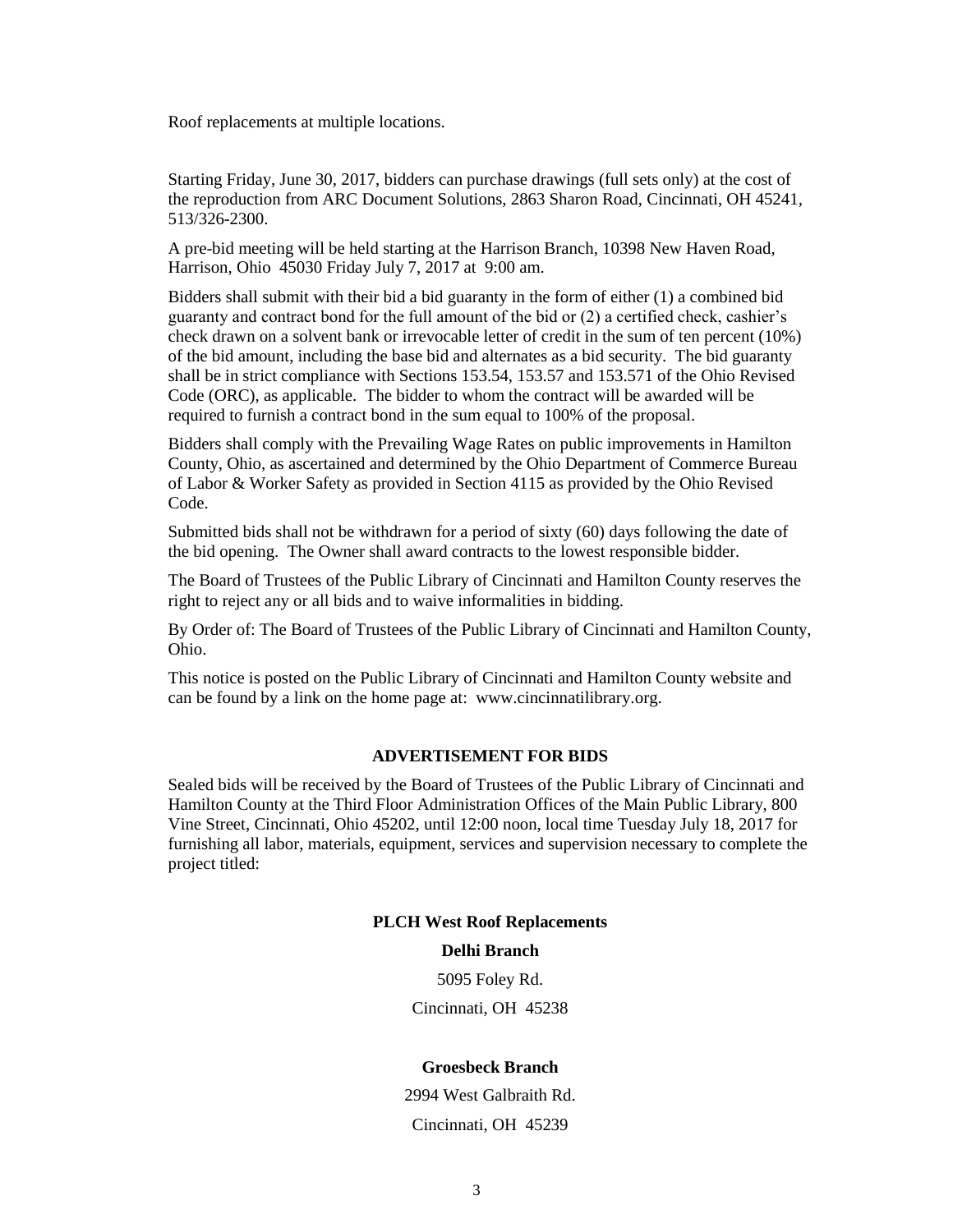Roof replacements at multiple locations.

Starting Friday, June 30, 2017, bidders can purchase drawings (full sets only) at the cost of the reproduction from ARC Document Solutions, 2863 Sharon Road, Cincinnati, OH 45241, 513/326-2300.

A pre-bid meeting will be held starting at the Harrison Branch, 10398 New Haven Road, Harrison, Ohio 45030 Friday July 7, 2017 at 9:00 am.

Bidders shall submit with their bid a bid guaranty in the form of either (1) a combined bid guaranty and contract bond for the full amount of the bid or (2) a certified check, cashier's check drawn on a solvent bank or irrevocable letter of credit in the sum of ten percent (10%) of the bid amount, including the base bid and alternates as a bid security. The bid guaranty shall be in strict compliance with Sections 153.54, 153.57 and 153.571 of the Ohio Revised Code (ORC), as applicable. The bidder to whom the contract will be awarded will be required to furnish a contract bond in the sum equal to 100% of the proposal.

Bidders shall comply with the Prevailing Wage Rates on public improvements in Hamilton County, Ohio, as ascertained and determined by the Ohio Department of Commerce Bureau of Labor & Worker Safety as provided in Section 4115 as provided by the Ohio Revised Code.

Submitted bids shall not be withdrawn for a period of sixty (60) days following the date of the bid opening. The Owner shall award contracts to the lowest responsible bidder.

The Board of Trustees of the Public Library of Cincinnati and Hamilton County reserves the right to reject any or all bids and to waive informalities in bidding.

By Order of: The Board of Trustees of the Public Library of Cincinnati and Hamilton County, Ohio.

This notice is posted on the Public Library of Cincinnati and Hamilton County website and can be found by a link on the home page at: www.cincinnatilibrary.org.

## ADVERTISEMENT FOR BIDS

Sealed bids will be received by the Board of Trustees of the Public Library of Cincinnati and Hamilton County at the Third Floor Administration Offices of the Main Public Library, 800 Vine Street, Cincinnati, Ohio 45202, until 12:00 noon, local time Tuesday July 18, 2017 for furnishing all labor, materials, equipment, services and supervision necessary to complete the project titled:

**PLCH West Roof Replacements**

**Delhi Branch**

5095 Foley Rd.

Cincinnati, OH 45238

**Groesbeck Branch**

2994 West Galbraith Rd.

Cincinnati, OH 45239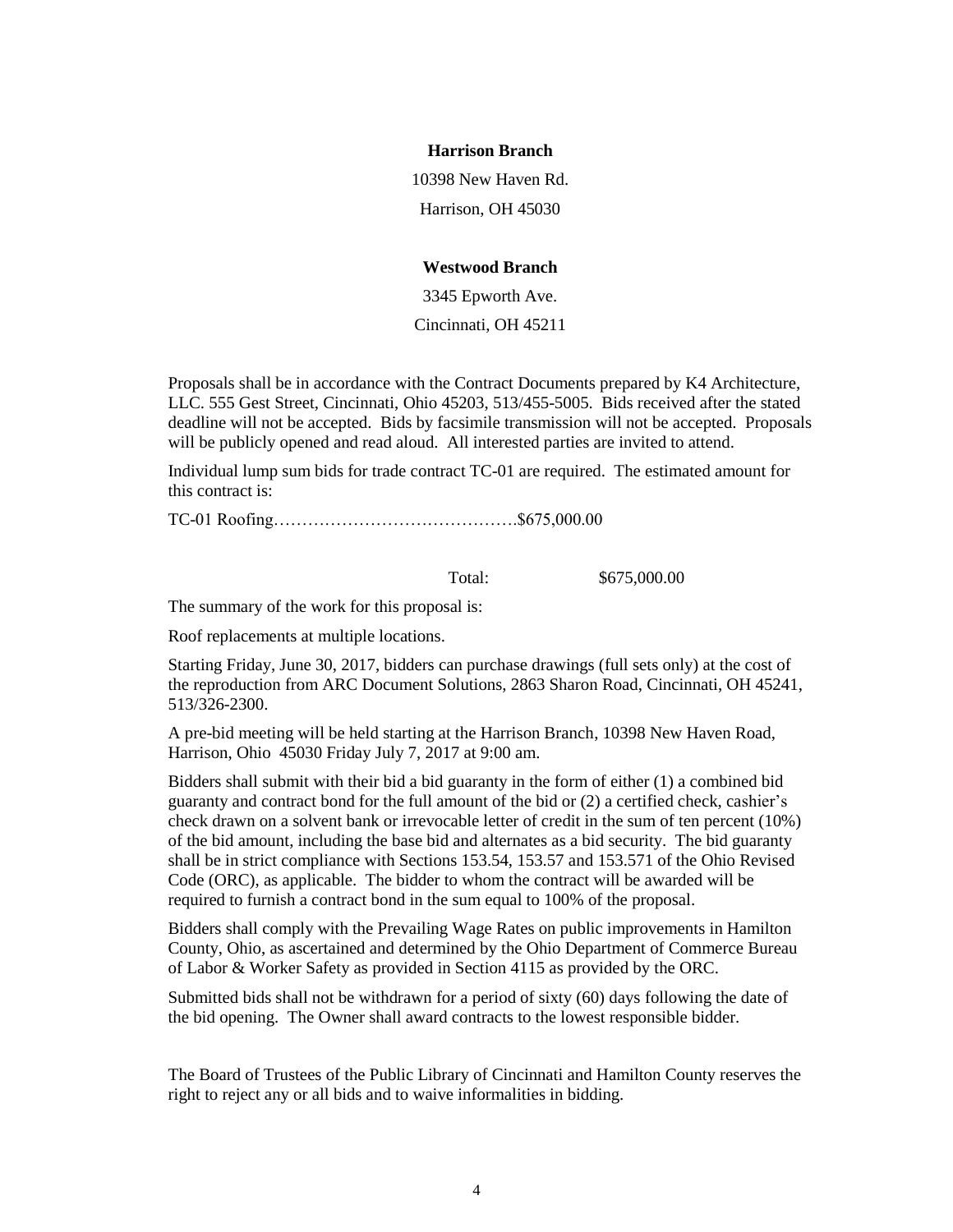**Harrison Branch**

10398 New Haven Rd.

Harrison, OH 45030

**Westwood Branch**

3345 Epworth Ave.

Cincinnati, OH 45211

Proposals shall be in accordance with the Contract Documents prepared by K4 Architecture, LLC. 555 Gest Street, Cincinnati, Ohio 45203, 513/455-5005. Bids received after the stated deadline will not be accepted. Bids by facsimile transmission will not be accepted. Proposals will be publicly opened and read aloud. All interested parties are invited to attend.

Individual lump sum bids for trade contract TC-01 are required. The estimated amount for this contract is:

TC-01 Roofing…………………………………….$675,000.00

Total: $675,000.00

The summary of the work for this proposal is:

Roof replacements at multiple locations.

Starting Friday, June 30, 2017, bidders can purchase drawings (full sets only) at the cost of the reproduction from ARC Document Solutions, 2863 Sharon Road, Cincinnati, OH 45241, 513/326-2300.

A pre-bid meeting will be held starting at the Harrison Branch, 10398 New Haven Road, Harrison, Ohio 45030 Friday July 7, 2017 at 9:00 am.

Bidders shall submit with their bid a bid guaranty in the form of either (1) a combined bid guaranty and contract bond for the full amount of the bid or (2) a certified check, cashier's check drawn on a solvent bank or irrevocable letter of credit in the sum of ten percent (10%) of the bid amount, including the base bid and alternates as a bid security. The bid guaranty shall be in strict compliance with Sections 153.54, 153.57 and 153.571 of the Ohio Revised Code (ORC), as applicable. The bidder to whom the contract will be awarded will be required to furnish a contract bond in the sum equal to 100% of the proposal.

Bidders shall comply with the Prevailing Wage Rates on public improvements in Hamilton County, Ohio, as ascertained and determined by the Ohio Department of Commerce Bureau of Labor & Worker Safety as provided in Section 4115 as provided by the ORC.

Submitted bids shall not be withdrawn for a period of sixty (60) days following the date of the bid opening. The Owner shall award contracts to the lowest responsible bidder.

The Board of Trustees of the Public Library of Cincinnati and Hamilton County reserves the right to reject any or all bids and to waive informalities in bidding.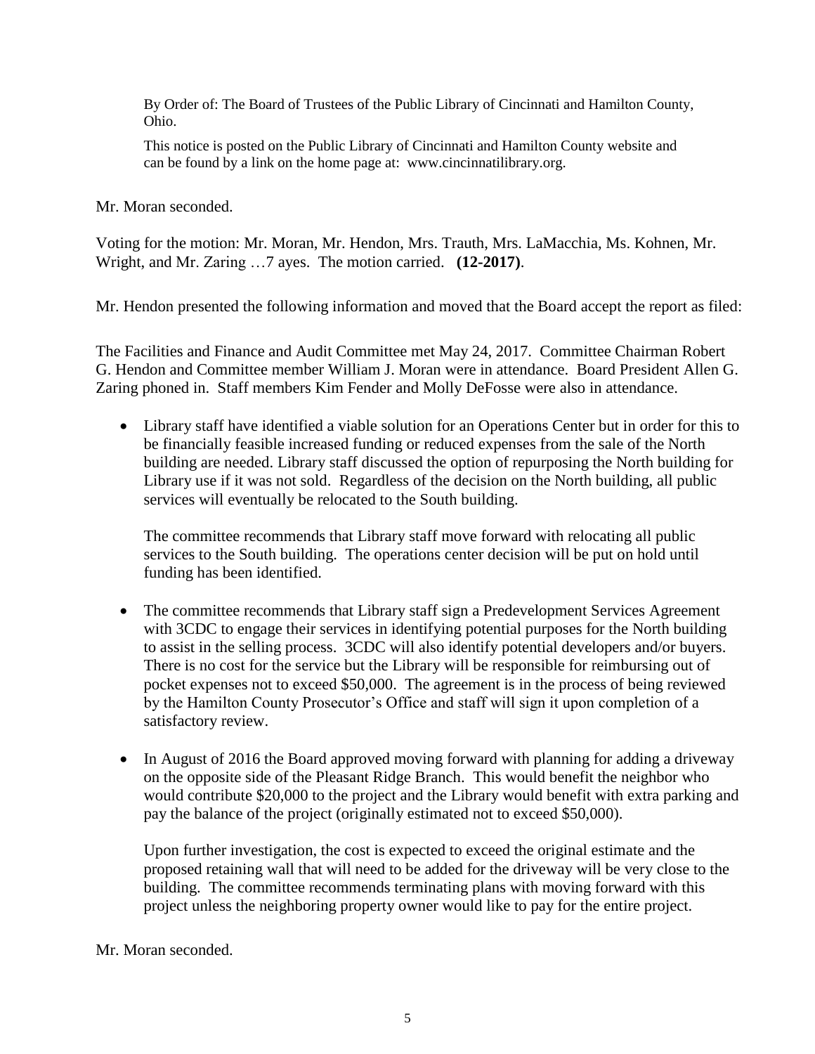By Order of: The Board of Trustees of the Public Library of Cincinnati and Hamilton County, Ohio.

This notice is posted on the Public Library of Cincinnati and Hamilton County website and can be found by a link on the home page at: www.cincinnatilibrary.org.

Mr. Moran seconded.

Voting for the motion: Mr. Moran, Mr. Hendon, Mrs. Trauth, Mrs. LaMacchia, Ms. Kohnen, Mr. Wright, and Mr. Zaring …7 ayes. The motion carried. **(12-2017)**.

Mr. Hendon presented the following information and moved that the Board accept the report as filed:

The Facilities and Finance and Audit Committee met May 24, 2017. Committee Chairman Robert G. Hendon and Committee member William J. Moran were in attendance. Board President Allen G. Zaring phoned in. Staff members Kim Fender and Molly DeFosse were also in attendance.

- Library staff have identified a viable solution for an Operations Center but in order for this to be financially feasible increased funding or reduced expenses from the sale of the North building are needed. Library staff discussed the option of repurposing the North building for Library use if it was not sold. Regardless of the decision on the North building, all public services will eventually be relocated to the South building.

  The committee recommends that Library staff move forward with relocating all public services to the South building. The operations center decision will be put on hold until funding has been identified.

- The committee recommends that Library staff sign a Predevelopment Services Agreement with 3CDC to engage their services in identifying potential purposes for the North building to assist in the selling process. 3CDC will also identify potential developers and/or buyers. There is no cost for the service but the Library will be responsible for reimbursing out of pocket expenses not to exceed $50,000. The agreement is in the process of being reviewed by the Hamilton County Prosecutor's Office and staff will sign it upon completion of a satisfactory review.

- In August of 2016 the Board approved moving forward with planning for adding a driveway on the opposite side of the Pleasant Ridge Branch. This would benefit the neighbor who would contribute $20,000 to the project and the Library would benefit with extra parking and pay the balance of the project (originally estimated not to exceed $50,000).

  Upon further investigation, the cost is expected to exceed the original estimate and the proposed retaining wall that will need to be added for the driveway will be very close to the building. The committee recommends terminating plans with moving forward with this project unless the neighboring property owner would like to pay for the entire project.

Mr. Moran seconded.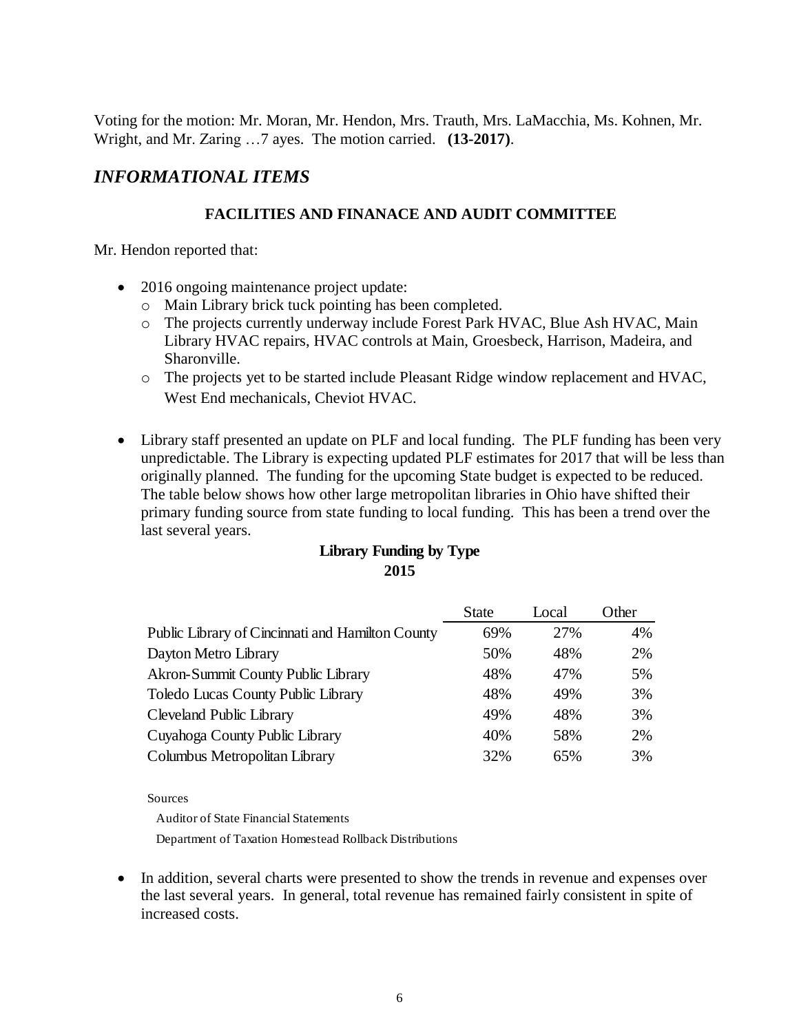Voting for the motion: Mr. Moran, Mr. Hendon, Mrs. Trauth, Mrs. LaMacchia, Ms. Kohnen, Mr. Wright, and Mr. Zaring …7 ayes. The motion carried. **(13-2017)**.

## *INFORMATIONAL ITEMS*

### FACILITIES AND FINANACE AND AUDIT COMMITTEE

Mr. Hendon reported that:

- 2016 ongoing maintenance project update:
  - Main Library brick tuck pointing has been completed.
  - The projects currently underway include Forest Park HVAC, Blue Ash HVAC, Main Library HVAC repairs, HVAC controls at Main, Groesbeck, Harrison, Madeira, and Sharonville.
  - The projects yet to be started include Pleasant Ridge window replacement and HVAC, West End mechanicals, Cheviot HVAC.

- Library staff presented an update on PLF and local funding. The PLF funding has been very unpredictable. The Library is expecting updated PLF estimates for 2017 that will be less than originally planned. The funding for the upcoming State budget is expected to be reduced. The table below shows how other large metropolitan libraries in Ohio have shifted their primary funding source from state funding to local funding. This has been a trend over the last several years.

**Library Funding by Type**
**2015**

| | State | Local | Other |
|---|---|---|---|
| Public Library of Cincinnati and Hamilton County | 69% | 27% | 4% |
| Dayton Metro Library | 50% | 48% | 2% |
| Akron-Summit County Public Library | 48% | 47% | 5% |
| Toledo Lucas County Public Library | 48% | 49% | 3% |
| Cleveland Public Library | 49% | 48% | 3% |
| Cuyahoga County Public Library | 40% | 58% | 2% |
| Columbus Metropolitan Library | 32% | 65% | 3% |

Sources
Auditor of State Financial Statements
Department of Taxation Homestead Rollback Distributions

- In addition, several charts were presented to show the trends in revenue and expenses over the last several years. In general, total revenue has remained fairly consistent in spite of increased costs.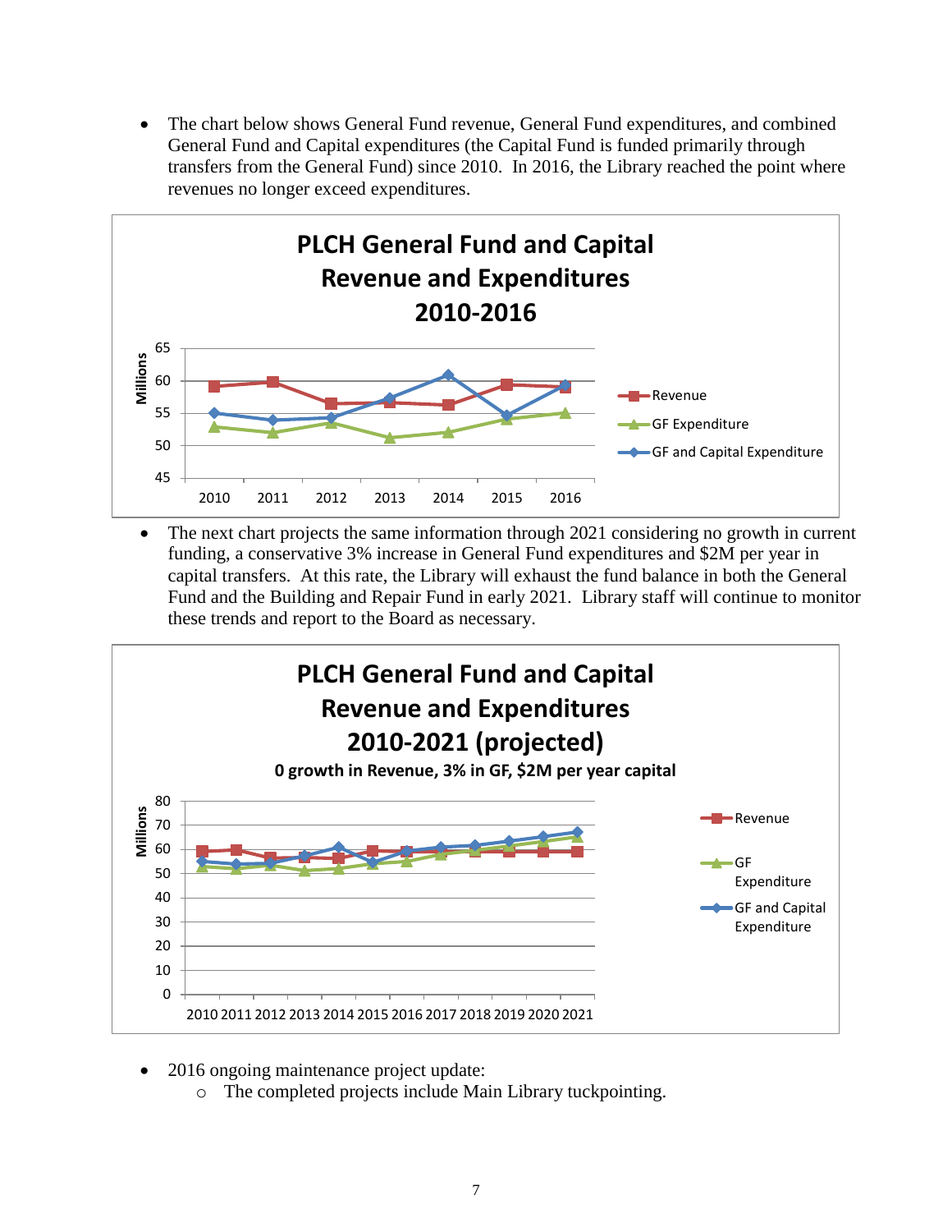- The chart below shows General Fund revenue, General Fund expenditures, and combined General Fund and Capital expenditures (the Capital Fund is funded primarily through transfers from the General Fund) since 2010. In 2016, the Library reached the point where revenues no longer exceed expenditures.

**PLCH General Fund and Capital Revenue and Expenditures 2010-2016**

- The next chart projects the same information through 2021 considering no growth in current funding, a conservative 3% increase in General Fund expenditures and $2M per year in capital transfers. At this rate, the Library will exhaust the fund balance in both the General Fund and the Building and Repair Fund in early 2021. Library staff will continue to monitor these trends and report to the Board as necessary.

**PLCH General Fund and Capital Revenue and Expenditures 2010-2021 (projected)**

**0 growth in Revenue, 3% in GF, $2M per year capital**

- 2016 ongoing maintenance project update:
  - The completed projects include Main Library tuckpointing.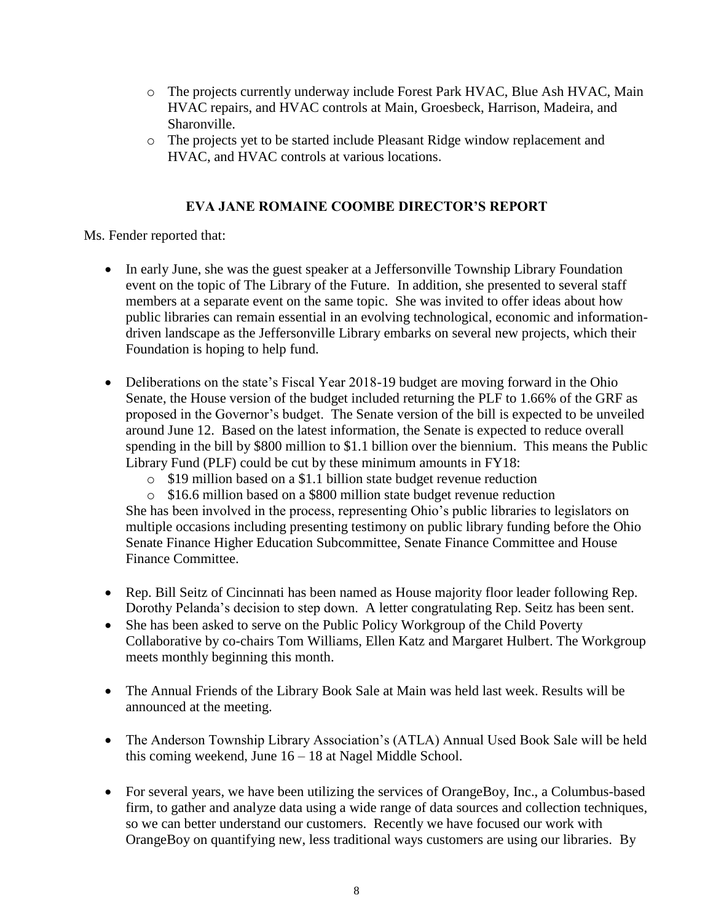- The projects currently underway include Forest Park HVAC, Blue Ash HVAC, Main HVAC repairs, and HVAC controls at Main, Groesbeck, Harrison, Madeira, and Sharonville.
  - The projects yet to be started include Pleasant Ridge window replacement and HVAC, and HVAC controls at various locations.

## EVA JANE ROMAINE COOMBE DIRECTOR'S REPORT

Ms. Fender reported that:

- In early June, she was the guest speaker at a Jeffersonville Township Library Foundation event on the topic of The Library of the Future. In addition, she presented to several staff members at a separate event on the same topic. She was invited to offer ideas about how public libraries can remain essential in an evolving technological, economic and information-driven landscape as the Jeffersonville Library embarks on several new projects, which their Foundation is hoping to help fund.

- Deliberations on the state's Fiscal Year 2018-19 budget are moving forward in the Ohio Senate, the House version of the budget included returning the PLF to 1.66% of the GRF as proposed in the Governor's budget. The Senate version of the bill is expected to be unveiled around June 12. Based on the latest information, the Senate is expected to reduce overall spending in the bill by $800 million to $1.1 billion over the biennium. This means the Public Library Fund (PLF) could be cut by these minimum amounts in FY18:
  - $19 million based on a $1.1 billion state budget revenue reduction
  - $16.6 million based on a $800 million state budget revenue reduction

  She has been involved in the process, representing Ohio's public libraries to legislators on multiple occasions including presenting testimony on public library funding before the Ohio Senate Finance Higher Education Subcommittee, Senate Finance Committee and House Finance Committee.

- Rep. Bill Seitz of Cincinnati has been named as House majority floor leader following Rep. Dorothy Pelanda's decision to step down. A letter congratulating Rep. Seitz has been sent.
- She has been asked to serve on the Public Policy Workgroup of the Child Poverty Collaborative by co-chairs Tom Williams, Ellen Katz and Margaret Hulbert. The Workgroup meets monthly beginning this month.

- The Annual Friends of the Library Book Sale at Main was held last week. Results will be announced at the meeting.

- The Anderson Township Library Association's (ATLA) Annual Used Book Sale will be held this coming weekend, June 16 – 18 at Nagel Middle School.

- For several years, we have been utilizing the services of OrangeBoy, Inc., a Columbus-based firm, to gather and analyze data using a wide range of data sources and collection techniques, so we can better understand our customers. Recently we have focused our work with OrangeBoy on quantifying new, less traditional ways customers are using our libraries. By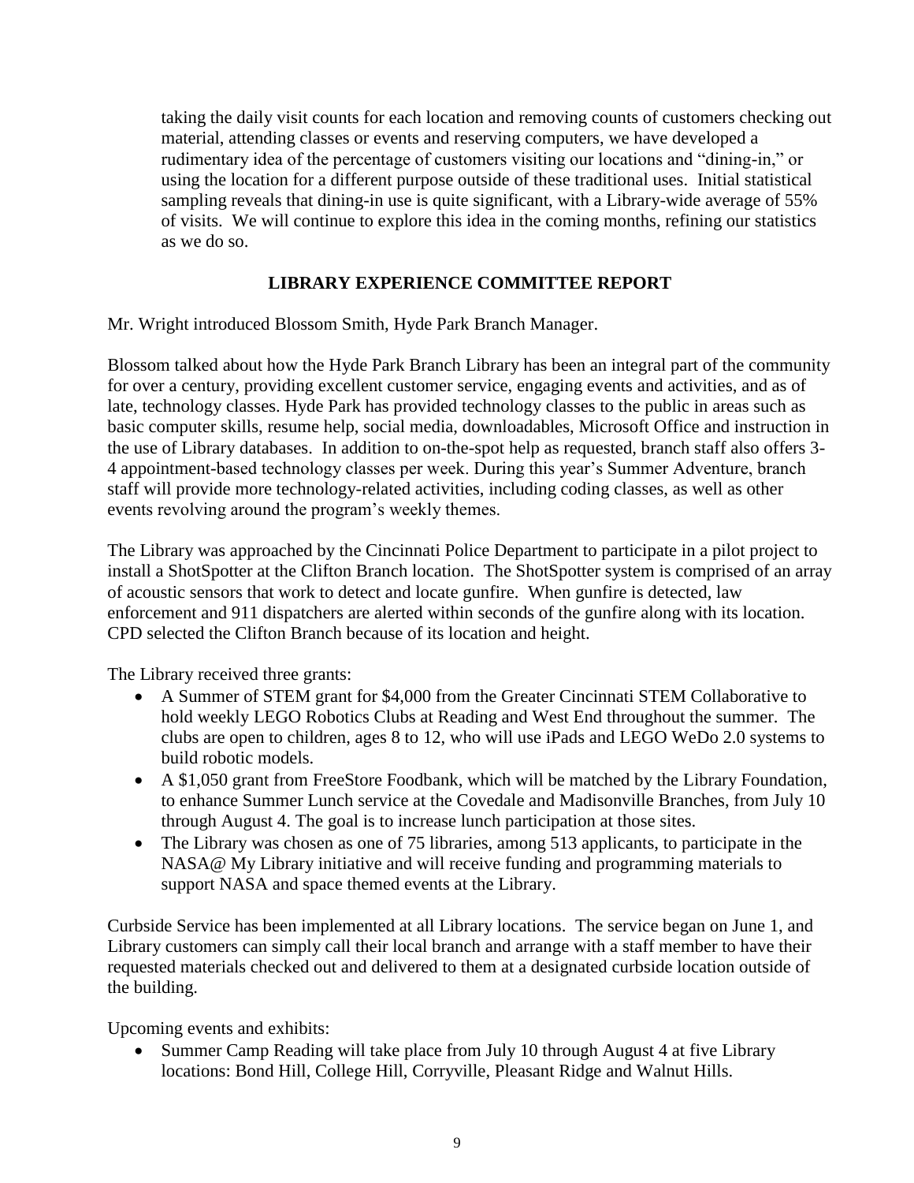taking the daily visit counts for each location and removing counts of customers checking out material, attending classes or events and reserving computers, we have developed a rudimentary idea of the percentage of customers visiting our locations and "dining-in," or using the location for a different purpose outside of these traditional uses. Initial statistical sampling reveals that dining-in use is quite significant, with a Library-wide average of 55% of visits. We will continue to explore this idea in the coming months, refining our statistics as we do so.

## LIBRARY EXPERIENCE COMMITTEE REPORT

Mr. Wright introduced Blossom Smith, Hyde Park Branch Manager.

Blossom talked about how the Hyde Park Branch Library has been an integral part of the community for over a century, providing excellent customer service, engaging events and activities, and as of late, technology classes. Hyde Park has provided technology classes to the public in areas such as basic computer skills, resume help, social media, downloadables, Microsoft Office and instruction in the use of Library databases. In addition to on-the-spot help as requested, branch staff also offers 3-4 appointment-based technology classes per week. During this year's Summer Adventure, branch staff will provide more technology-related activities, including coding classes, as well as other events revolving around the program's weekly themes.

The Library was approached by the Cincinnati Police Department to participate in a pilot project to install a ShotSpotter at the Clifton Branch location. The ShotSpotter system is comprised of an array of acoustic sensors that work to detect and locate gunfire. When gunfire is detected, law enforcement and 911 dispatchers are alerted within seconds of the gunfire along with its location. CPD selected the Clifton Branch because of its location and height.

The Library received three grants:

- A Summer of STEM grant for $4,000 from the Greater Cincinnati STEM Collaborative to hold weekly LEGO Robotics Clubs at Reading and West End throughout the summer. The clubs are open to children, ages 8 to 12, who will use iPads and LEGO WeDo 2.0 systems to build robotic models.
- A $1,050 grant from FreeStore Foodbank, which will be matched by the Library Foundation, to enhance Summer Lunch service at the Covedale and Madisonville Branches, from July 10 through August 4. The goal is to increase lunch participation at those sites.
- The Library was chosen as one of 75 libraries, among 513 applicants, to participate in the NASA@ My Library initiative and will receive funding and programming materials to support NASA and space themed events at the Library.

Curbside Service has been implemented at all Library locations. The service began on June 1, and Library customers can simply call their local branch and arrange with a staff member to have their requested materials checked out and delivered to them at a designated curbside location outside of the building.

Upcoming events and exhibits:

- Summer Camp Reading will take place from July 10 through August 4 at five Library locations: Bond Hill, College Hill, Corryville, Pleasant Ridge and Walnut Hills.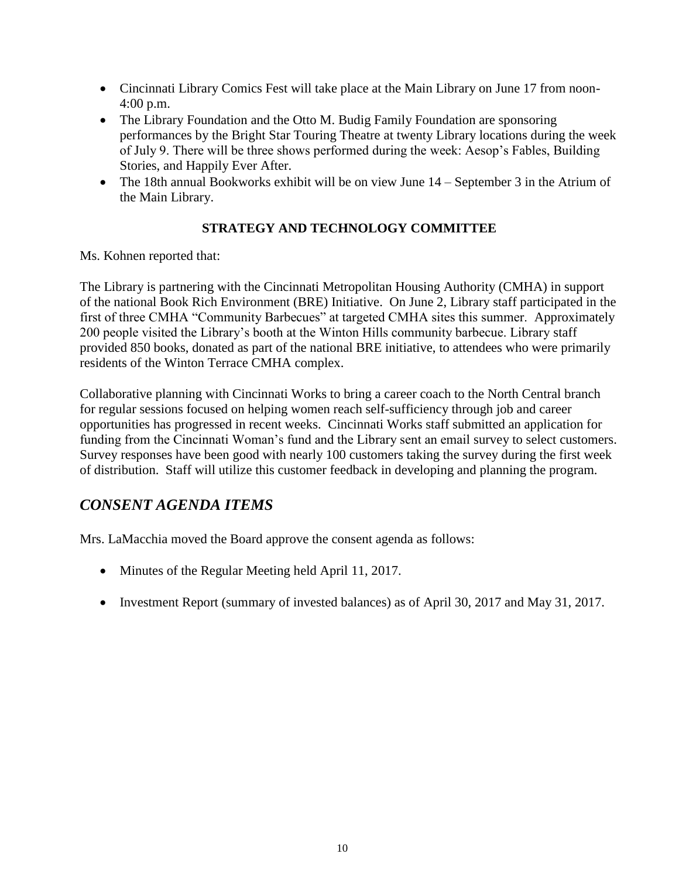- Cincinnati Library Comics Fest will take place at the Main Library on June 17 from noon-4:00 p.m.
- The Library Foundation and the Otto M. Budig Family Foundation are sponsoring performances by the Bright Star Touring Theatre at twenty Library locations during the week of July 9. There will be three shows performed during the week: Aesop's Fables, Building Stories, and Happily Ever After.
- The 18th annual Bookworks exhibit will be on view June 14 – September 3 in the Atrium of the Main Library.

**STRATEGY AND TECHNOLOGY COMMITTEE**

Ms. Kohnen reported that:

The Library is partnering with the Cincinnati Metropolitan Housing Authority (CMHA) in support of the national Book Rich Environment (BRE) Initiative. On June 2, Library staff participated in the first of three CMHA "Community Barbecues" at targeted CMHA sites this summer. Approximately 200 people visited the Library's booth at the Winton Hills community barbecue. Library staff provided 850 books, donated as part of the national BRE initiative, to attendees who were primarily residents of the Winton Terrace CMHA complex.

Collaborative planning with Cincinnati Works to bring a career coach to the North Central branch for regular sessions focused on helping women reach self-sufficiency through job and career opportunities has progressed in recent weeks. Cincinnati Works staff submitted an application for funding from the Cincinnati Woman's fund and the Library sent an email survey to select customers. Survey responses have been good with nearly 100 customers taking the survey during the first week of distribution. Staff will utilize this customer feedback in developing and planning the program.

## *CONSENT AGENDA ITEMS*

Mrs. LaMacchia moved the Board approve the consent agenda as follows:

- Minutes of the Regular Meeting held April 11, 2017.
- Investment Report (summary of invested balances) as of April 30, 2017 and May 31, 2017.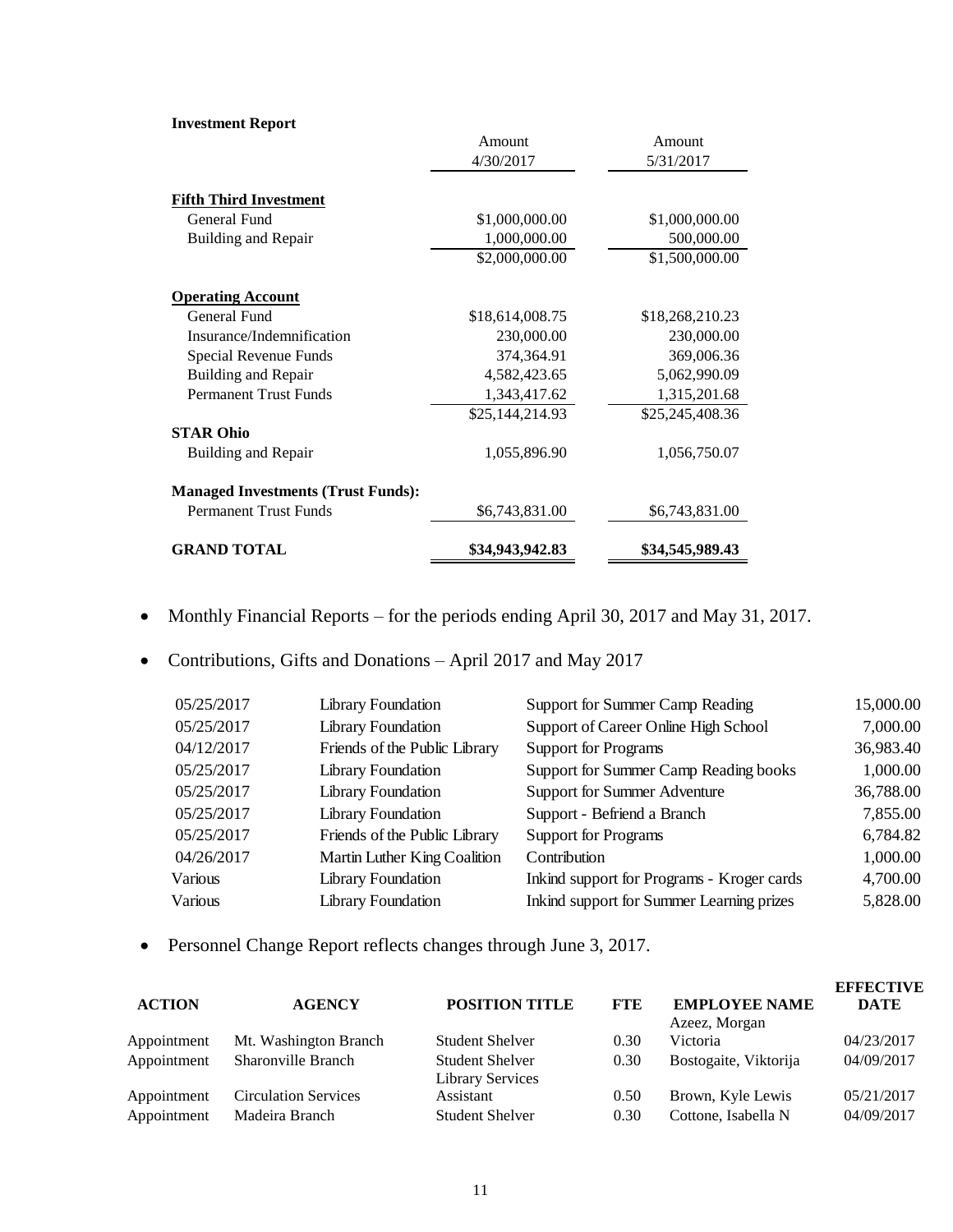**Investment Report**

| | Amount 4/30/2017 | Amount 5/31/2017 |
|---|---|---|
| **Fifth Third Investment** | | |
| General Fund | $1,000,000.00 | $1,000,000.00 |
| Building and Repair | 1,000,000.00 | 500,000.00 |
| | $2,000,000.00 | $1,500,000.00 |
| **Operating Account** | | |
| General Fund | $18,614,008.75 | $18,268,210.23 |
| Insurance/Indemnification | 230,000.00 | 230,000.00 |
| Special Revenue Funds | 374,364.91 | 369,006.36 |
| Building and Repair | 4,582,423.65 | 5,062,990.09 |
| Permanent Trust Funds | 1,343,417.62 | 1,315,201.68 |
| | $25,144,214.93 | $25,245,408.36 |
| **STAR Ohio** | | |
| Building and Repair | 1,055,896.90 | 1,056,750.07 |
| **Managed Investments (Trust Funds):** | | |
| Permanent Trust Funds | $6,743,831.00 | $6,743,831.00 |
| **GRAND TOTAL** | **$34,943,942.83** | **$34,545,989.43** |

- Monthly Financial Reports – for the periods ending April 30, 2017 and May 31, 2017.
- Contributions, Gifts and Donations – April 2017 and May 2017

| | | | |
|---|---|---|---|
| 05/25/2017 | Library Foundation | Support for Summer Camp Reading | 15,000.00 |
| 05/25/2017 | Library Foundation | Support of Career Online High School | 7,000.00 |
| 04/12/2017 | Friends of the Public Library | Support for Programs | 36,983.40 |
| 05/25/2017 | Library Foundation | Support for Summer Camp Reading books | 1,000.00 |
| 05/25/2017 | Library Foundation | Support for Summer Adventure | 36,788.00 |
| 05/25/2017 | Library Foundation | Support - Befriend a Branch | 7,855.00 |
| 05/25/2017 | Friends of the Public Library | Support for Programs | 6,784.82 |
| 04/26/2017 | Martin Luther King Coalition | Contribution | 1,000.00 |
| Various | Library Foundation | Inkind support for Programs - Kroger cards | 4,700.00 |
| Various | Library Foundation | Inkind support for Summer Learning prizes | 5,828.00 |

- Personnel Change Report reflects changes through June 3, 2017.

| ACTION | AGENCY | POSITION TITLE | FTE | EMPLOYEE NAME | EFFECTIVE DATE |
|---|---|---|---|---|---|
| Appointment | Mt. Washington Branch | Student Shelver | 0.30 | Azeez, Morgan Victoria | 04/23/2017 |
| Appointment | Sharonville Branch | Student Shelver | 0.30 | Bostogaite, Viktorija | 04/09/2017 |
| Appointment | Circulation Services | Library Services Assistant | 0.50 | Brown, Kyle Lewis | 05/21/2017 |
| Appointment | Madeira Branch | Student Shelver | 0.30 | Cottone, Isabella N | 04/09/2017 |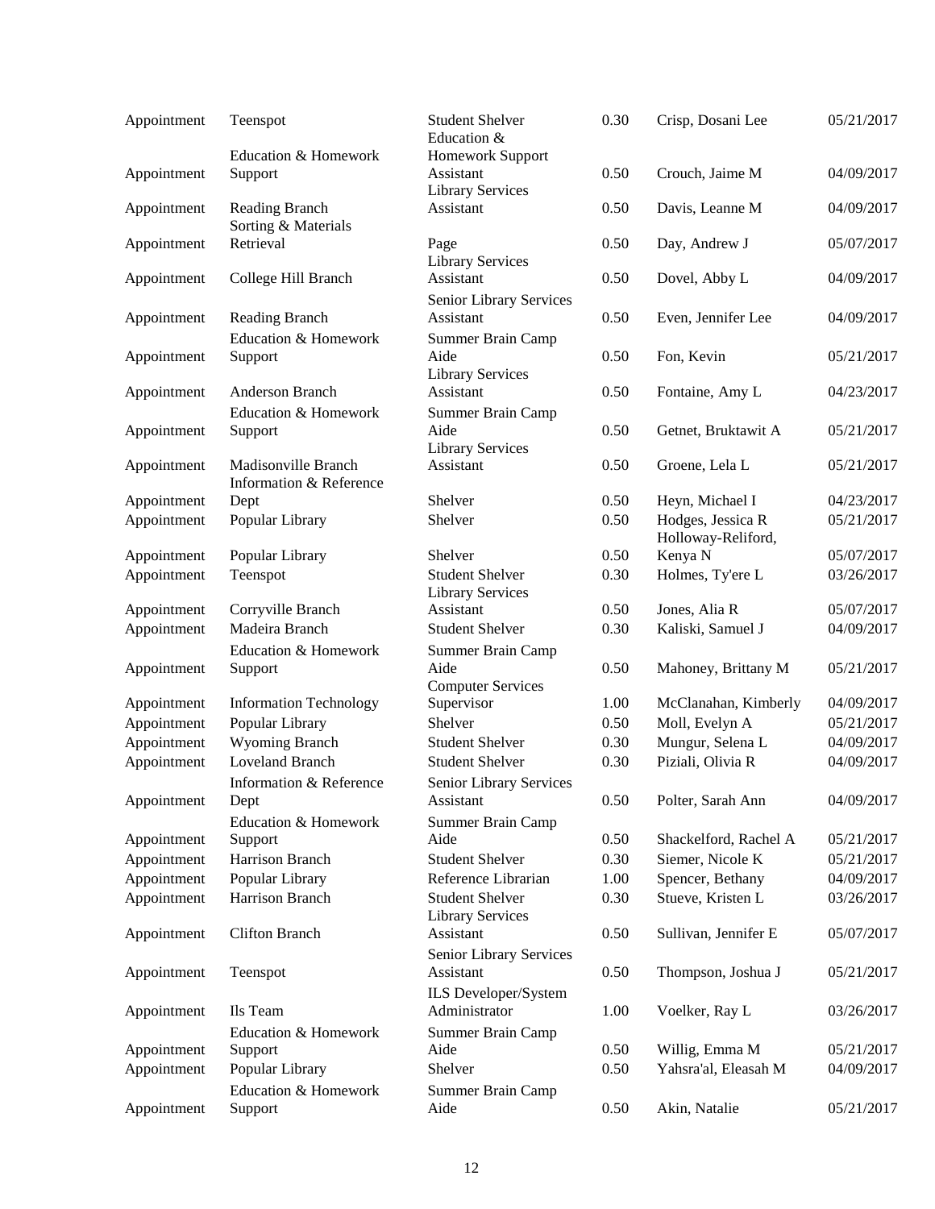| | | | | | |
|---|---|---|---|---|---|
| Appointment | Teenspot | Student Shelver | 0.30 | Crisp, Dosani Lee | 05/21/2017 |
| Appointment | Education & Homework Support | Education & Homework Support Assistant | 0.50 | Crouch, Jaime M | 04/09/2017 |
| Appointment | Reading Branch | Library Services Assistant | 0.50 | Davis, Leanne M | 04/09/2017 |
| Appointment | Sorting & Materials Retrieval | Page | 0.50 | Day, Andrew J | 05/07/2017 |
| Appointment | College Hill Branch | Library Services Assistant | 0.50 | Dovel, Abby L | 04/09/2017 |
| Appointment | Reading Branch | Senior Library Services Assistant | 0.50 | Even, Jennifer Lee | 04/09/2017 |
| Appointment | Education & Homework Support | Summer Brain Camp Aide | 0.50 | Fon, Kevin | 05/21/2017 |
| Appointment | Anderson Branch | Library Services Assistant | 0.50 | Fontaine, Amy L | 04/23/2017 |
| Appointment | Education & Homework Support | Summer Brain Camp Aide | 0.50 | Getnet, Bruktawit A | 05/21/2017 |
| Appointment | Madisonville Branch | Library Services Assistant | 0.50 | Groene, Lela L | 05/21/2017 |
| Appointment | Information & Reference Dept | Shelver | 0.50 | Heyn, Michael I | 04/23/2017 |
| Appointment | Popular Library | Shelver | 0.50 | Hodges, Jessica R | 05/21/2017 |
| Appointment | Popular Library | Shelver | 0.50 | Holloway-Reliford, Kenya N | 05/07/2017 |
| Appointment | Teenspot | Student Shelver | 0.30 | Holmes, Ty'ere L | 03/26/2017 |
| Appointment | Corryville Branch | Library Services Assistant | 0.50 | Jones, Alia R | 05/07/2017 |
| Appointment | Madeira Branch | Student Shelver | 0.30 | Kaliski, Samuel J | 04/09/2017 |
| Appointment | Education & Homework Support | Summer Brain Camp Aide | 0.50 | Mahoney, Brittany M | 05/21/2017 |
| Appointment | Information Technology | Computer Services Supervisor | 1.00 | McClanahan, Kimberly | 04/09/2017 |
| Appointment | Popular Library | Shelver | 0.50 | Moll, Evelyn A | 05/21/2017 |
| Appointment | Wyoming Branch | Student Shelver | 0.30 | Mungur, Selena L | 04/09/2017 |
| Appointment | Loveland Branch | Student Shelver | 0.30 | Piziali, Olivia R | 04/09/2017 |
| Appointment | Information & Reference Dept | Senior Library Services Assistant | 0.50 | Polter, Sarah Ann | 04/09/2017 |
| Appointment | Education & Homework Support | Summer Brain Camp Aide | 0.50 | Shackelford, Rachel A | 05/21/2017 |
| Appointment | Harrison Branch | Student Shelver | 0.30 | Siemer, Nicole K | 05/21/2017 |
| Appointment | Popular Library | Reference Librarian | 1.00 | Spencer, Bethany | 04/09/2017 |
| Appointment | Harrison Branch | Student Shelver | 0.30 | Stueve, Kristen L | 03/26/2017 |
| Appointment | Clifton Branch | Library Services Assistant | 0.50 | Sullivan, Jennifer E | 05/07/2017 |
| Appointment | Teenspot | Senior Library Services Assistant | 0.50 | Thompson, Joshua J | 05/21/2017 |
| Appointment | Ils Team | ILS Developer/System Administrator | 1.00 | Voelker, Ray L | 03/26/2017 |
| Appointment | Education & Homework Support | Summer Brain Camp Aide | 0.50 | Willig, Emma M | 05/21/2017 |
| Appointment | Popular Library | Shelver | 0.50 | Yahsra'al, Eleasah M | 04/09/2017 |
| Appointment | Education & Homework Support | Summer Brain Camp Aide | 0.50 | Akin, Natalie | 05/21/2017 |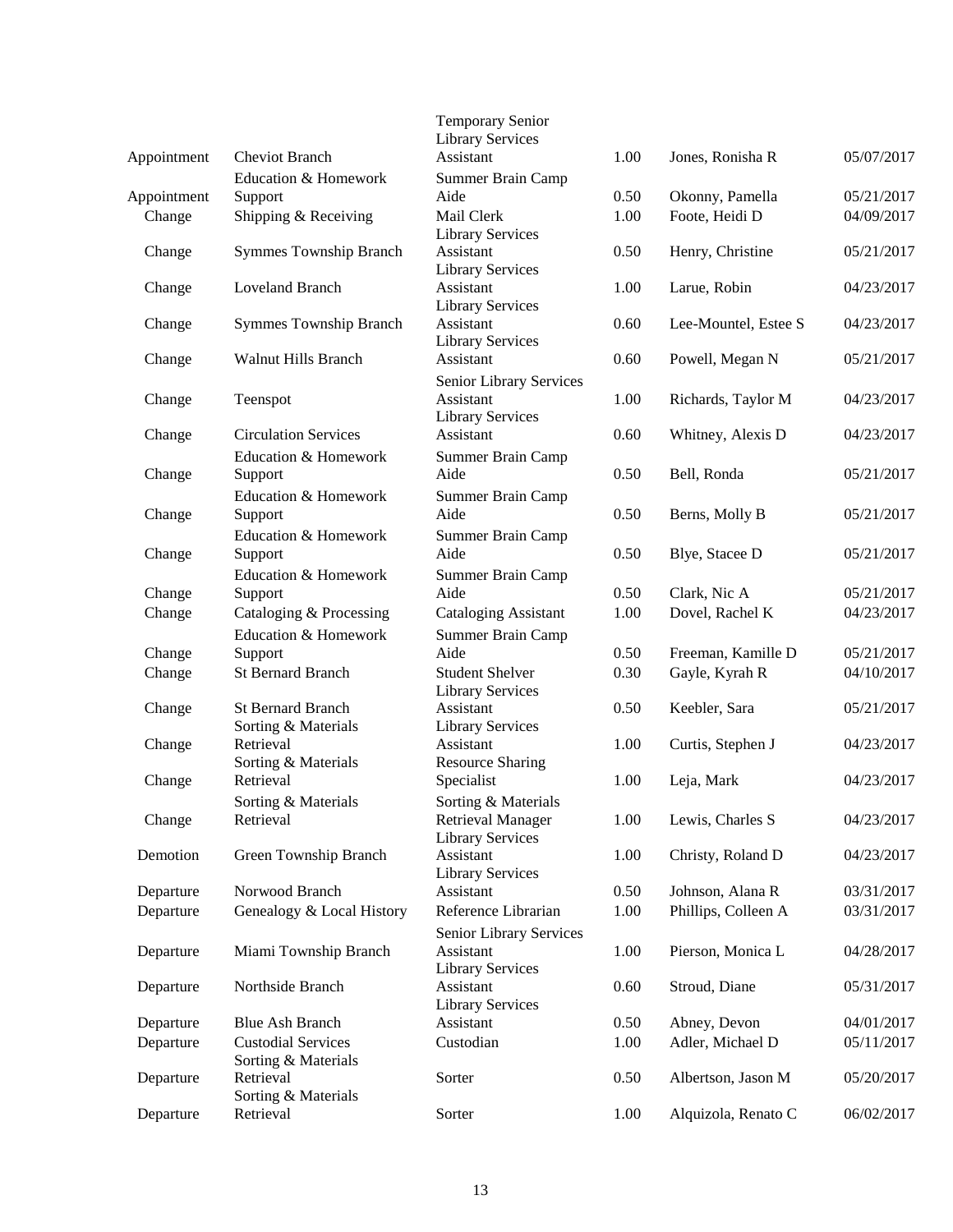| | | | | | |
|---|---|---|---|---|---|
| Appointment | Cheviot Branch | Temporary Senior Library Services Assistant | 1.00 | Jones, Ronisha R | 05/07/2017 |
| Appointment | Education & Homework Support | Summer Brain Camp Aide | 0.50 | Okonny, Pamella | 05/21/2017 |
| Change | Shipping & Receiving | Mail Clerk | 1.00 | Foote, Heidi D | 04/09/2017 |
| Change | Symmes Township Branch | Library Services Assistant | 0.50 | Henry, Christine | 05/21/2017 |
| Change | Loveland Branch | Library Services Assistant | 1.00 | Larue, Robin | 04/23/2017 |
| Change | Symmes Township Branch | Library Services Assistant | 0.60 | Lee-Mountel, Estee S | 04/23/2017 |
| Change | Walnut Hills Branch | Library Services Assistant | 0.60 | Powell, Megan N | 05/21/2017 |
| Change | Teenspot | Senior Library Services Assistant | 1.00 | Richards, Taylor M | 04/23/2017 |
| Change | Circulation Services | Library Services Assistant | 0.60 | Whitney, Alexis D | 04/23/2017 |
| Change | Education & Homework Support | Summer Brain Camp Aide | 0.50 | Bell, Ronda | 05/21/2017 |
| Change | Education & Homework Support | Summer Brain Camp Aide | 0.50 | Berns, Molly B | 05/21/2017 |
| Change | Education & Homework Support | Summer Brain Camp Aide | 0.50 | Blye, Stacee D | 05/21/2017 |
| Change | Education & Homework Support | Summer Brain Camp Aide | 0.50 | Clark, Nic A | 05/21/2017 |
| Change | Cataloging & Processing | Cataloging Assistant | 1.00 | Dovel, Rachel K | 04/23/2017 |
| Change | Education & Homework Support | Summer Brain Camp Aide | 0.50 | Freeman, Kamille D | 05/21/2017 |
| Change | St Bernard Branch | Student Shelver | 0.30 | Gayle, Kyrah R | 04/10/2017 |
| Change | St Bernard Branch | Library Services Assistant | 0.50 | Keebler, Sara | 05/21/2017 |
| Change | Sorting & Materials Retrieval | Library Services Assistant | 1.00 | Curtis, Stephen J | 04/23/2017 |
| Change | Sorting & Materials Retrieval | Resource Sharing Specialist | 1.00 | Leja, Mark | 04/23/2017 |
| Change | Sorting & Materials Retrieval | Sorting & Materials Retrieval Manager | 1.00 | Lewis, Charles S | 04/23/2017 |
| Demotion | Green Township Branch | Library Services Assistant | 1.00 | Christy, Roland D | 04/23/2017 |
| Departure | Norwood Branch | Library Services Assistant | 0.50 | Johnson, Alana R | 03/31/2017 |
| Departure | Genealogy & Local History | Reference Librarian | 1.00 | Phillips, Colleen A | 03/31/2017 |
| Departure | Miami Township Branch | Senior Library Services Assistant | 1.00 | Pierson, Monica L | 04/28/2017 |
| Departure | Northside Branch | Library Services Assistant | 0.60 | Stroud, Diane | 05/31/2017 |
| Departure | Blue Ash Branch | Library Services Assistant | 0.50 | Abney, Devon | 04/01/2017 |
| Departure | Custodial Services | Custodian | 1.00 | Adler, Michael D | 05/11/2017 |
| Departure | Sorting & Materials Retrieval | Sorter | 0.50 | Albertson, Jason M | 05/20/2017 |
| Departure | Sorting & Materials Retrieval | Sorter | 1.00 | Alquizola, Renato C | 06/02/2017 |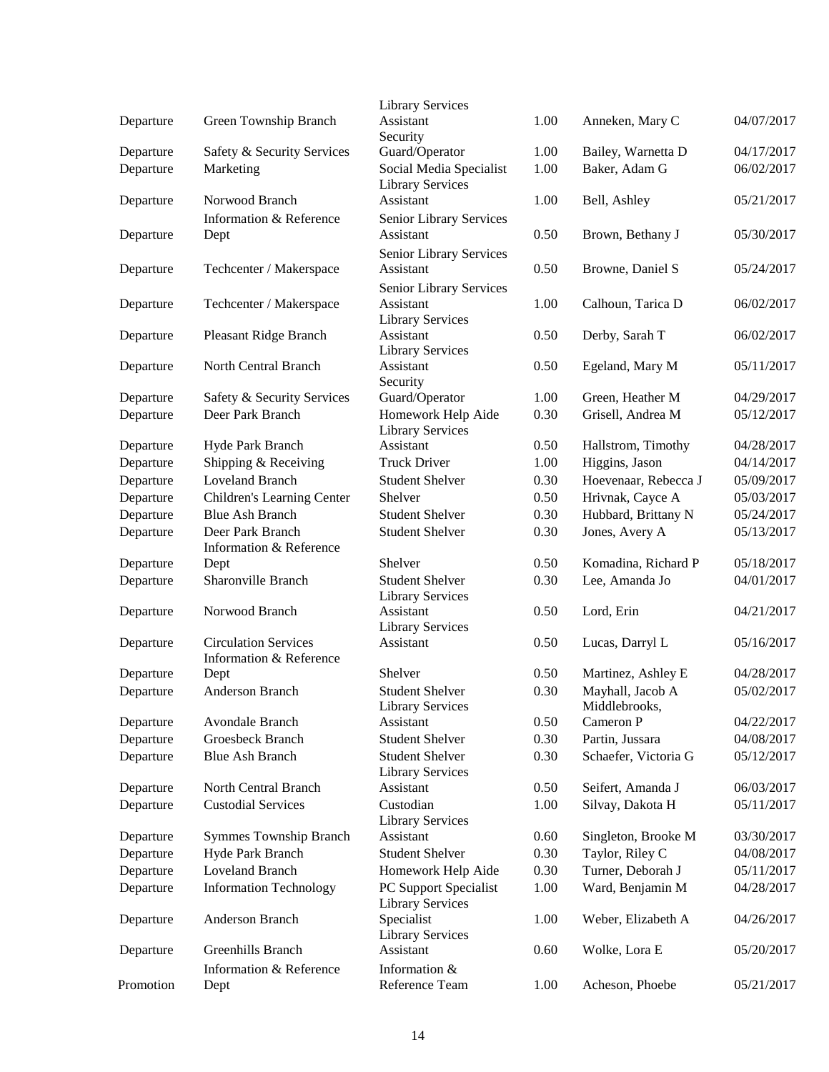| | | | | | |
|---|---|---|---|---|---|
| Departure | Green Township Branch | Library Services Assistant | 1.00 | Anneken, Mary C | 04/07/2017 |
| Departure | Safety & Security Services | Security Guard/Operator | 1.00 | Bailey, Warnetta D | 04/17/2017 |
| Departure | Marketing | Social Media Specialist | 1.00 | Baker, Adam G | 06/02/2017 |
| Departure | Norwood Branch | Library Services Assistant | 1.00 | Bell, Ashley | 05/21/2017 |
| Departure | Information & Reference Dept | Senior Library Services Assistant | 0.50 | Brown, Bethany J | 05/30/2017 |
| Departure | Techcenter / Makerspace | Senior Library Services Assistant | 0.50 | Browne, Daniel S | 05/24/2017 |
| Departure | Techcenter / Makerspace | Senior Library Services Assistant | 1.00 | Calhoun, Tarica D | 06/02/2017 |
| Departure | Pleasant Ridge Branch | Library Services Assistant | 0.50 | Derby, Sarah T | 06/02/2017 |
| Departure | North Central Branch | Library Services Assistant | 0.50 | Egeland, Mary M | 05/11/2017 |
| Departure | Safety & Security Services | Security Guard/Operator | 1.00 | Green, Heather M | 04/29/2017 |
| Departure | Deer Park Branch | Homework Help Aide | 0.30 | Grisell, Andrea M | 05/12/2017 |
| Departure | Hyde Park Branch | Library Services Assistant | 0.50 | Hallstrom, Timothy | 04/28/2017 |
| Departure | Shipping & Receiving | Truck Driver | 1.00 | Higgins, Jason | 04/14/2017 |
| Departure | Loveland Branch | Student Shelver | 0.30 | Hoevenaar, Rebecca J | 05/09/2017 |
| Departure | Children's Learning Center | Shelver | 0.50 | Hrivnak, Cayce A | 05/03/2017 |
| Departure | Blue Ash Branch | Student Shelver | 0.30 | Hubbard, Brittany N | 05/24/2017 |
| Departure | Deer Park Branch | Student Shelver | 0.30 | Jones, Avery A | 05/13/2017 |
| Departure | Information & Reference Dept | Shelver | 0.50 | Komadina, Richard P | 05/18/2017 |
| Departure | Sharonville Branch | Student Shelver | 0.30 | Lee, Amanda Jo | 04/01/2017 |
| Departure | Norwood Branch | Library Services Assistant | 0.50 | Lord, Erin | 04/21/2017 |
| Departure | Circulation Services | Library Services Assistant | 0.50 | Lucas, Darryl L | 05/16/2017 |
| Departure | Information & Reference Dept | Shelver | 0.50 | Martinez, Ashley E | 04/28/2017 |
| Departure | Anderson Branch | Student Shelver | 0.30 | Mayhall, Jacob A | 05/02/2017 |
| Departure | Avondale Branch | Library Services Assistant | 0.50 | Middlebrooks, Cameron P | 04/22/2017 |
| Departure | Groesbeck Branch | Student Shelver | 0.30 | Partin, Jussara | 04/08/2017 |
| Departure | Blue Ash Branch | Student Shelver | 0.30 | Schaefer, Victoria G | 05/12/2017 |
| Departure | North Central Branch | Library Services Assistant | 0.50 | Seifert, Amanda J | 06/03/2017 |
| Departure | Custodial Services | Custodian | 1.00 | Silvay, Dakota H | 05/11/2017 |
| Departure | Symmes Township Branch | Library Services Assistant | 0.60 | Singleton, Brooke M | 03/30/2017 |
| Departure | Hyde Park Branch | Student Shelver | 0.30 | Taylor, Riley C | 04/08/2017 |
| Departure | Loveland Branch | Homework Help Aide | 0.30 | Turner, Deborah J | 05/11/2017 |
| Departure | Information Technology | PC Support Specialist | 1.00 | Ward, Benjamin M | 04/28/2017 |
| Departure | Anderson Branch | Library Services Specialist | 1.00 | Weber, Elizabeth A | 04/26/2017 |
| Departure | Greenhills Branch | Library Services Assistant | 0.60 | Wolke, Lora E | 05/20/2017 |
| Promotion | Information & Reference Dept | Information & Reference Team | 1.00 | Acheson, Phoebe | 05/21/2017 |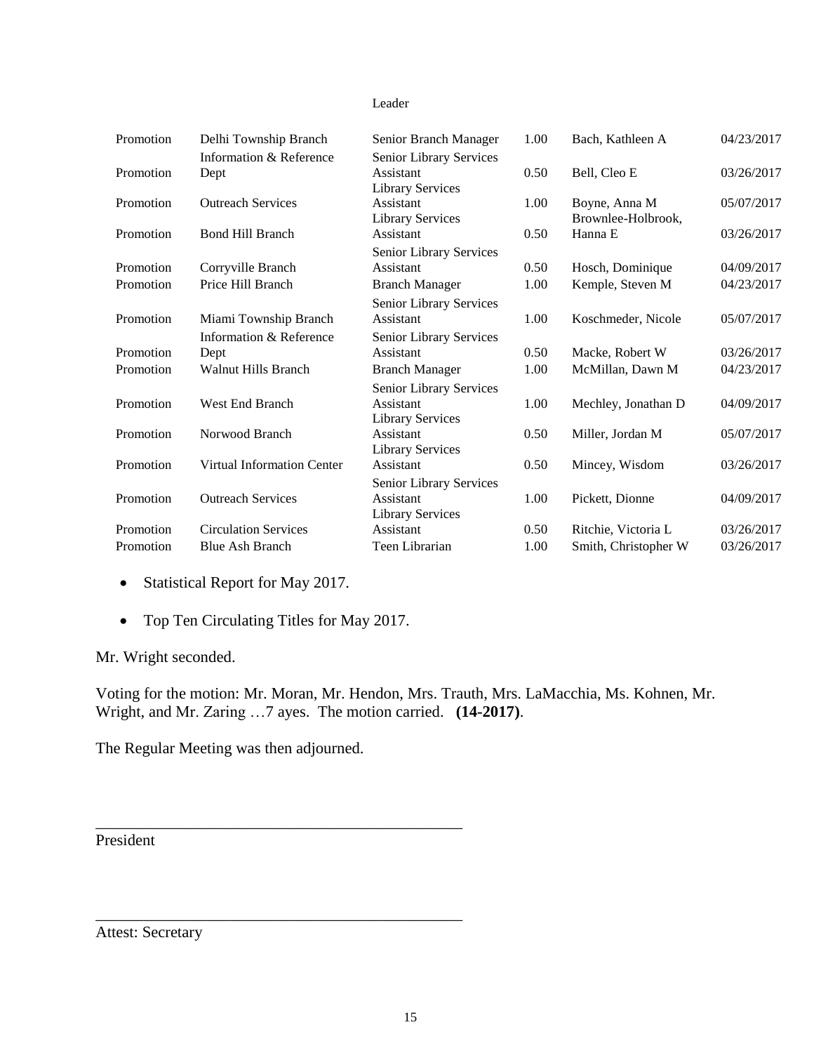Leader

| | | | | | |
|---|---|---|---|---|---|
| Promotion | Delhi Township Branch | Senior Branch Manager | 1.00 | Bach, Kathleen A | 04/23/2017 |
| Promotion | Information & Reference Dept | Senior Library Services Assistant | 0.50 | Bell, Cleo E | 03/26/2017 |
| Promotion | Outreach Services | Library Services Assistant | 1.00 | Boyne, Anna M | 05/07/2017 |
| Promotion | Bond Hill Branch | Library Services Assistant | 0.50 | Brownlee-Holbrook, Hanna E | 03/26/2017 |
| Promotion | Corryville Branch | Senior Library Services Assistant | 0.50 | Hosch, Dominique | 04/09/2017 |
| Promotion | Price Hill Branch | Branch Manager | 1.00 | Kemple, Steven M | 04/23/2017 |
| Promotion | Miami Township Branch | Senior Library Services Assistant | 1.00 | Koschmeder, Nicole | 05/07/2017 |
| Promotion | Information & Reference Dept | Senior Library Services Assistant | 0.50 | Macke, Robert W | 03/26/2017 |
| Promotion | Walnut Hills Branch | Branch Manager | 1.00 | McMillan, Dawn M | 04/23/2017 |
| Promotion | West End Branch | Senior Library Services Assistant | 1.00 | Mechley, Jonathan D | 04/09/2017 |
| Promotion | Norwood Branch | Library Services Assistant | 0.50 | Miller, Jordan M | 05/07/2017 |
| Promotion | Virtual Information Center | Library Services Assistant | 0.50 | Mincey, Wisdom | 03/26/2017 |
| Promotion | Outreach Services | Senior Library Services Assistant | 1.00 | Pickett, Dionne | 04/09/2017 |
| Promotion | Circulation Services | Library Services Assistant | 0.50 | Ritchie, Victoria L | 03/26/2017 |
| Promotion | Blue Ash Branch | Teen Librarian | 1.00 | Smith, Christopher W | 03/26/2017 |

- Statistical Report for May 2017.
- Top Ten Circulating Titles for May 2017.

Mr. Wright seconded.

Voting for the motion: Mr. Moran, Mr. Hendon, Mrs. Trauth, Mrs. LaMacchia, Ms. Kohnen, Mr. Wright, and Mr. Zaring …7 ayes. The motion carried. **(14-2017)**.

The Regular Meeting was then adjourned.

\_\_\_\_\_\_\_\_\_\_\_\_\_\_\_\_\_\_\_\_\_\_\_\_\_\_\_\_\_\_\_\_\_\_\_\_\_\_\_\_\_\_\_\_\_\_

President

\_\_\_\_\_\_\_\_\_\_\_\_\_\_\_\_\_\_\_\_\_\_\_\_\_\_\_\_\_\_\_\_\_\_\_\_\_\_\_\_\_\_\_\_\_\_

Attest: Secretary